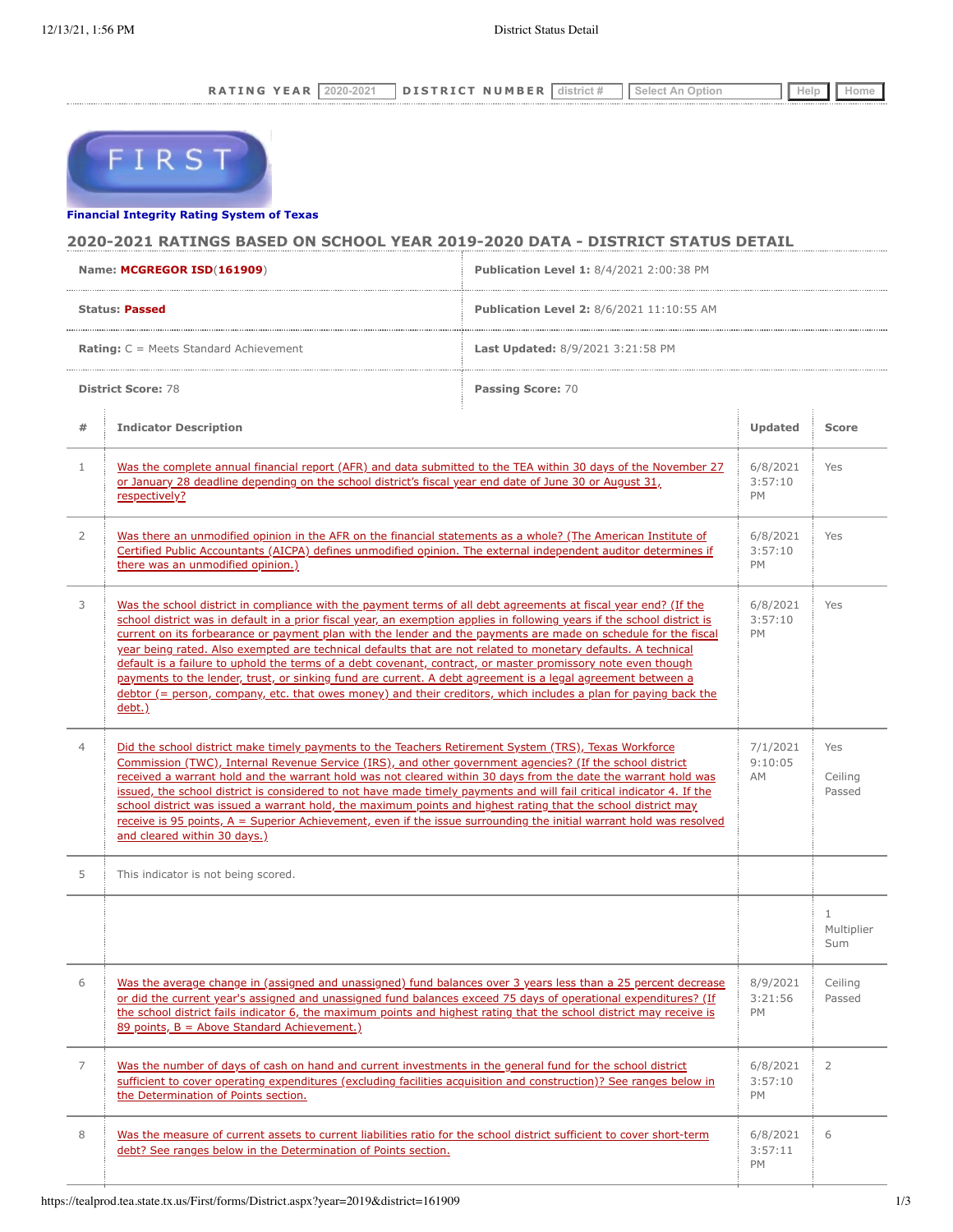RATING YEAR 2020-2021 DISTRICT NUMBER district # Select An Option Help Home

FIRST

**Financial Integrity Rating System of Texas**

## 2020-2021 RATINGS BASED ON SCHOOL YEAR 2019-2020 DATA - DISTRICT STATUS DETAIL

| | |
|---|---|
| **Name:** **MCGREGOR ISD**(**161909**) | **Publication Level 1:** 8/4/2021 2:00:38 PM |
| **Status:** **Passed** | **Publication Level 2:** 8/6/2021 11:10:55 AM |
| **Rating:** C = Meets Standard Achievement | **Last Updated:** 8/9/2021 3:21:58 PM |
| **District Score:** 78 | **Passing Score:** 70 |

| # | Indicator Description | Updated | Score |
|---|---|---|---|
| 1 | Was the complete annual financial report (AFR) and data submitted to the TEA within 30 days of the November 27 or January 28 deadline depending on the school district's fiscal year end date of June 30 or August 31, respectively? | 6/8/2021 3:57:10 PM | Yes |
| 2 | Was there an unmodified opinion in the AFR on the financial statements as a whole? (The American Institute of Certified Public Accountants (AICPA) defines unmodified opinion. The external independent auditor determines if there was an unmodified opinion.) | 6/8/2021 3:57:10 PM | Yes |
| 3 | Was the school district in compliance with the payment terms of all debt agreements at fiscal year end? (If the school district was in default in a prior fiscal year, an exemption applies in following years if the school district is current on its forbearance or payment plan with the lender and the payments are made on schedule for the fiscal year being rated. Also exempted are technical defaults that are not related to monetary defaults. A technical default is a failure to uphold the terms of a debt covenant, contract, or master promissory note even though payments to the lender, trust, or sinking fund are current. A debt agreement is a legal agreement between a debtor (= person, company, etc. that owes money) and their creditors, which includes a plan for paying back the debt.) | 6/8/2021 3:57:10 PM | Yes |
| 4 | Did the school district make timely payments to the Teachers Retirement System (TRS), Texas Workforce Commission (TWC), Internal Revenue Service (IRS), and other government agencies? (If the school district received a warrant hold and the warrant hold was not cleared within 30 days from the date the warrant hold was issued, the school district is considered to not have made timely payments and will fail critical indicator 4. If the school district was issued a warrant hold, the maximum points and highest rating that the school district may receive is 95 points, A = Superior Achievement, even if the issue surrounding the initial warrant hold was resolved and cleared within 30 days.) | 7/1/2021 9:10:05 AM | Yes<br><br>Ceiling Passed |
| 5 | This indicator is not being scored. | | |
| | | | 1 Multiplier Sum |
| 6 | Was the average change in (assigned and unassigned) fund balances over 3 years less than a 25 percent decrease or did the current year's assigned and unassigned fund balances exceed 75 days of operational expenditures? (If the school district fails indicator 6, the maximum points and highest rating that the school district may receive is 89 points, B = Above Standard Achievement.) | 8/9/2021 3:21:56 PM | Ceiling Passed |
| 7 | Was the number of days of cash on hand and current investments in the general fund for the school district sufficient to cover operating expenditures (excluding facilities acquisition and construction)? See ranges below in the Determination of Points section. | 6/8/2021 3:57:10 PM | 2 |
| 8 | Was the measure of current assets to current liabilities ratio for the school district sufficient to cover short-term debt? See ranges below in the Determination of Points section. | 6/8/2021 3:57:11 PM | 6 |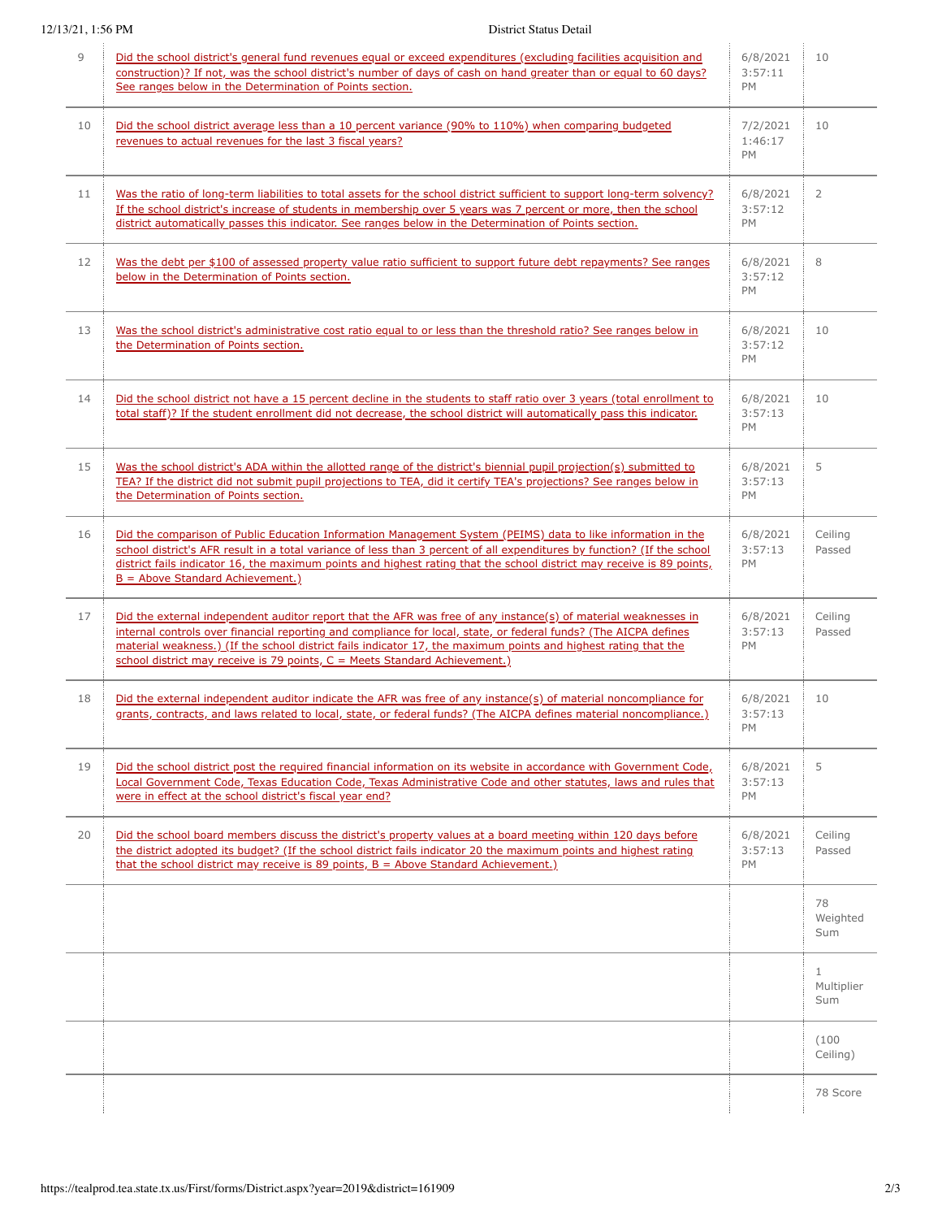| | | | |
|---|---|---|---|
| 9 | Did the school district's general fund revenues equal or exceed expenditures (excluding facilities acquisition and construction)? If not, was the school district's number of days of cash on hand greater than or equal to 60 days? See ranges below in the Determination of Points section. | 6/8/2021 3:57:11 PM | 10 |
| 10 | Did the school district average less than a 10 percent variance (90% to 110%) when comparing budgeted revenues to actual revenues for the last 3 fiscal years? | 7/2/2021 1:46:17 PM | 10 |
| 11 | Was the ratio of long-term liabilities to total assets for the school district sufficient to support long-term solvency? If the school district's increase of students in membership over 5 years was 7 percent or more, then the school district automatically passes this indicator. See ranges below in the Determination of Points section. | 6/8/2021 3:57:12 PM | 2 |
| 12 | Was the debt per $100 of assessed property value ratio sufficient to support future debt repayments? See ranges below in the Determination of Points section. | 6/8/2021 3:57:12 PM | 8 |
| 13 | Was the school district's administrative cost ratio equal to or less than the threshold ratio? See ranges below in the Determination of Points section. | 6/8/2021 3:57:12 PM | 10 |
| 14 | Did the school district not have a 15 percent decline in the students to staff ratio over 3 years (total enrollment to total staff)? If the student enrollment did not decrease, the school district will automatically pass this indicator. | 6/8/2021 3:57:13 PM | 10 |
| 15 | Was the school district's ADA within the allotted range of the district's biennial pupil projection(s) submitted to TEA? If the district did not submit pupil projections to TEA, did it certify TEA's projections? See ranges below in the Determination of Points section. | 6/8/2021 3:57:13 PM | 5 |
| 16 | Did the comparison of Public Education Information Management System (PEIMS) data to like information in the school district's AFR result in a total variance of less than 3 percent of all expenditures by function? (If the school district fails indicator 16, the maximum points and highest rating that the school district may receive is 89 points, B = Above Standard Achievement.) | 6/8/2021 3:57:13 PM | Ceiling Passed |
| 17 | Did the external independent auditor report that the AFR was free of any instance(s) of material weaknesses in internal controls over financial reporting and compliance for local, state, or federal funds? (The AICPA defines material weakness.) (If the school district fails indicator 17, the maximum points and highest rating that the school district may receive is 79 points, C = Meets Standard Achievement.) | 6/8/2021 3:57:13 PM | Ceiling Passed |
| 18 | Did the external independent auditor indicate the AFR was free of any instance(s) of material noncompliance for grants, contracts, and laws related to local, state, or federal funds? (The AICPA defines material noncompliance.) | 6/8/2021 3:57:13 PM | 10 |
| 19 | Did the school district post the required financial information on its website in accordance with Government Code, Local Government Code, Texas Education Code, Texas Administrative Code and other statutes, laws and rules that were in effect at the school district's fiscal year end? | 6/8/2021 3:57:13 PM | 5 |
| 20 | Did the school board members discuss the district's property values at a board meeting within 120 days before the district adopted its budget? (If the school district fails indicator 20 the maximum points and highest rating that the school district may receive is 89 points, B = Above Standard Achievement.) | 6/8/2021 3:57:13 PM | Ceiling Passed |
| | | | 78 Weighted Sum |
| | | | 1 Multiplier Sum |
| | | | (100 Ceiling) |
| | | | 78 Score |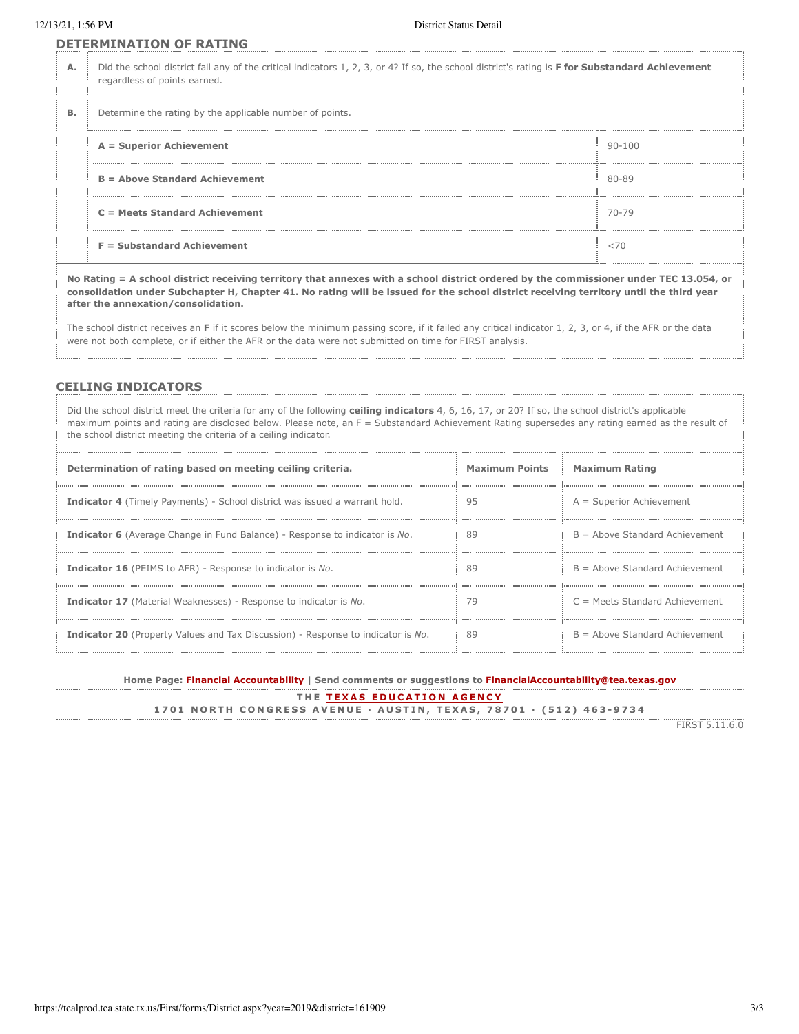## DETERMINATION OF RATING

| | |
|---|---|
| **A.** | Did the school district fail any of the critical indicators 1, 2, 3, or 4? If so, the school district's rating is **F for Substandard Achievement** regardless of points earned. |
| **B.** | Determine the rating by the applicable number of points. |

| | |
|---|---|
| **A = Superior Achievement** | 90-100 |
| **B = Above Standard Achievement** | 80-89 |
| **C = Meets Standard Achievement** | 70-79 |
| **F = Substandard Achievement** | <70 |

**No Rating = A school district receiving territory that annexes with a school district ordered by the commissioner under TEC 13.054, or consolidation under Subchapter H, Chapter 41. No rating will be issued for the school district receiving territory until the third year after the annexation/consolidation.**

The school district receives an **F** if it scores below the minimum passing score, if it failed any critical indicator 1, 2, 3, or 4, if the AFR or the data were not both complete, or if either the AFR or the data were not submitted on time for FIRST analysis.

## CEILING INDICATORS

Did the school district meet the criteria for any of the following **ceiling indicators** 4, 6, 16, 17, or 20? If so, the school district's applicable maximum points and rating are disclosed below. Please note, an F = Substandard Achievement Rating supersedes any rating earned as the result of the school district meeting the criteria of a ceiling indicator.

| Determination of rating based on meeting ceiling criteria. | Maximum Points | Maximum Rating |
|---|---|---|
| **Indicator 4** (Timely Payments) - School district was issued a warrant hold. | 95 | A = Superior Achievement |
| **Indicator 6** (Average Change in Fund Balance) - Response to indicator is *No*. | 89 | B = Above Standard Achievement |
| **Indicator 16** (PEIMS to AFR) - Response to indicator is *No*. | 89 | B = Above Standard Achievement |
| **Indicator 17** (Material Weaknesses) - Response to indicator is *No*. | 79 | C = Meets Standard Achievement |
| **Indicator 20** (Property Values and Tax Discussion) - Response to indicator is *No*. | 89 | B = Above Standard Achievement |

**Home Page: Financial Accountability | Send comments or suggestions to FinancialAccountability@tea.texas.gov**

**THE TEXAS EDUCATION AGENCY**
**1701 NORTH CONGRESS AVENUE · AUSTIN, TEXAS, 78701 · (512) 463-9734**

FIRST 5.11.6.0